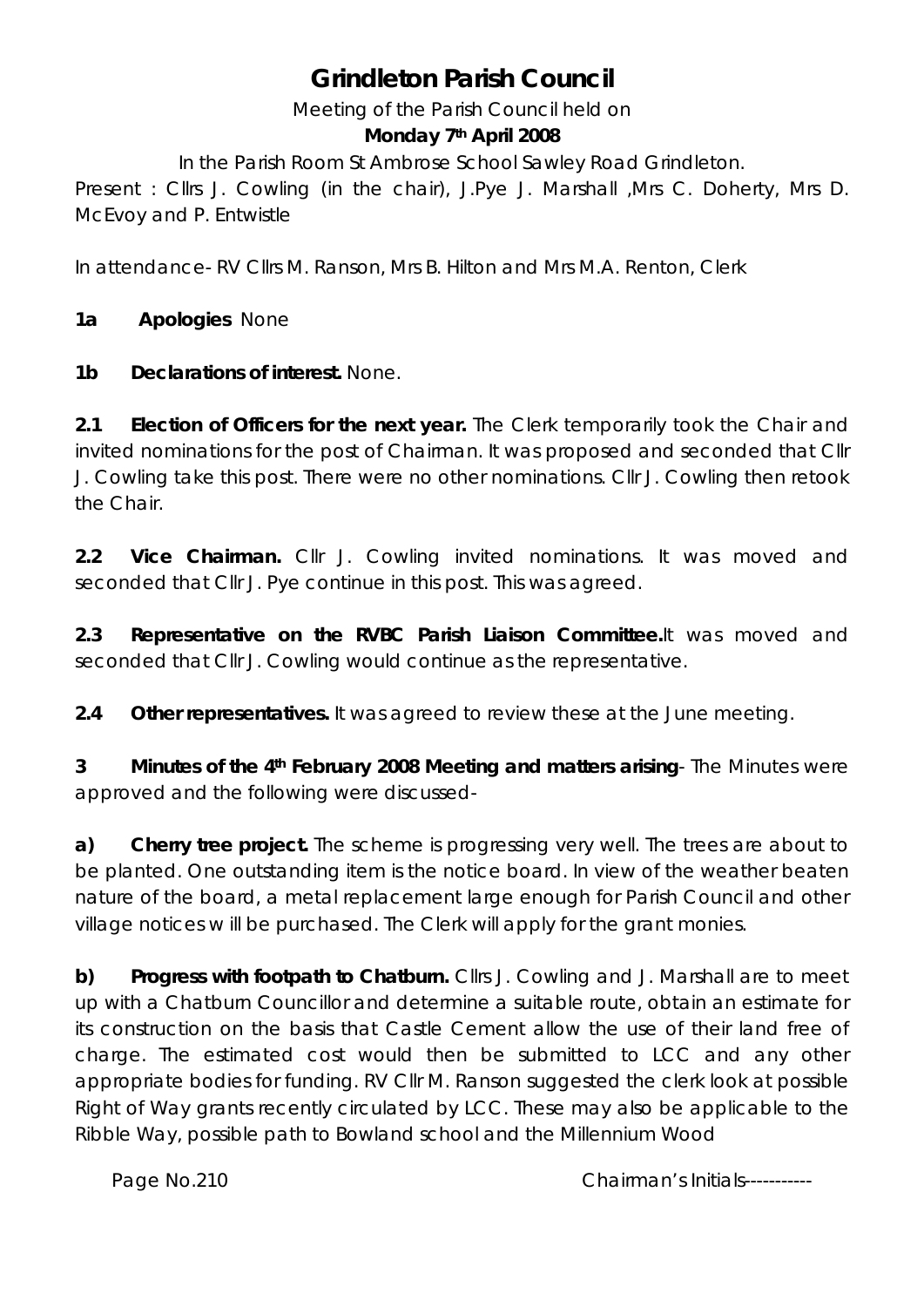# Grindleton Parish Council

Meeting of the Parish Council held on

**Monday 7th April 2008**

In the Parish Room St Ambrose School Sawley Road Grindleton.

Present : Cllrs J. Cowling (in the chair), J.Pye J. Marshall ,Mrs C. Doherty, Mrs D. McEvoy and P. Entwistle

In attendance- RV Cllrs M. Ranson, Mrs B. Hilton and Mrs M.A. Renton, Clerk

**1a Apologies** None

**1b Declarations of interest.** None.

**2.1 Election of Officers for the next year.** The Clerk temporarily took the Chair and invited nominations for the post of Chairman. It was proposed and seconded that Cllr J. Cowling take this post. There were no other nominations. Cllr J. Cowling then retook the Chair.

**2.2 Vice Chairman.** Cllr J. Cowling invited nominations. It was moved and seconded that Cllr J. Pye continue in this post. This was agreed.

**2.3 Representative on the RVBC Parish Liaison Committee.** It was moved and seconded that Cllr J. Cowling would continue as the representative.

**2.4 Other representatives.** It was agreed to review these at the June meeting.

**3 Minutes of the 4th February 2008 Meeting and matters arising**- The Minutes were approved and the following were discussed-

**a) Cherry tree project.** The scheme is progressing very well. The trees are about to be planted. One outstanding item is the notice board. In view of the weather beaten nature of the board, a metal replacement large enough for Parish Council and other village notices w ill be purchased. The Clerk will apply for the grant monies.

**b) Progress with footpath to Chatburn.** Cllrs J. Cowling and J. Marshall are to meet up with a Chatburn Councillor and determine a suitable route, obtain an estimate for its construction on the basis that Castle Cement allow the use of their land free of charge. The estimated cost would then be submitted to LCC and any other appropriate bodies for funding. RV Cllr M. Ranson suggested the clerk look at possible Right of Way grants recently circulated by LCC. These may also be applicable to the Ribble Way, possible path to Bowland school and the Millennium Wood

Page No.210 Chairman's Initials-----------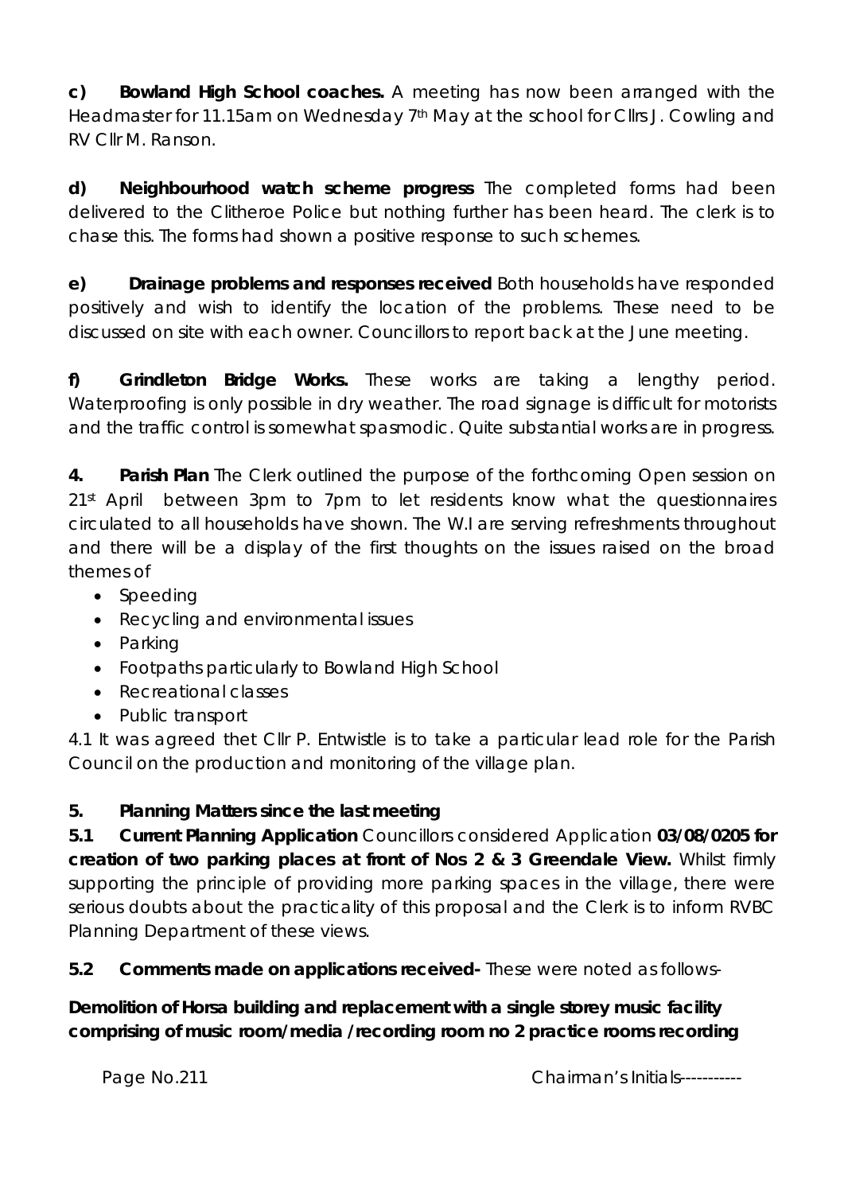**c) Bowland High School coaches.** A meeting has now been arranged with the Headmaster for 11.15am on Wednesday 7th May at the school for Cllrs J. Cowling and RV Cllr M. Ranson.

**d) Neighbourhood watch scheme progress** The completed forms had been delivered to the Clitheroe Police but nothing further has been heard. The clerk is to chase this. The forms had shown a positive response to such schemes.

**e) Drainage problems and responses received** Both households have responded positively and wish to identify the location of the problems. These need to be discussed on site with each owner. Councillors to report back at the June meeting.

**f) Grindleton Bridge Works.** These works are taking a lengthy period. Waterproofing is only possible in dry weather. The road signage is difficult for motorists and the traffic control is somewhat spasmodic. Quite substantial works are in progress.

**4. Parish Plan** The Clerk outlined the purpose of the forthcoming Open session on 21st April between 3pm to 7pm to let residents know what the questionnaires circulated to all households have shown. The W.I are serving refreshments throughout and there will be a display of the first thoughts on the issues raised on the broad themes of

- Speeding
- Recycling and environmental issues
- Parking
- Footpaths particularly to Bowland High School
- Recreational classes
- Public transport

4.1 It was agreed thet Cllr P. Entwistle is to take a particular lead role for the Parish Council on the production and monitoring of the village plan.

**5. Planning Matters since the last meeting**

**5.1 Current Planning Application** Councillors considered Application **03/08/0205 for creation of two parking places at front of Nos 2 & 3 Greendale View.** Whilst firmly supporting the principle of providing more parking spaces in the village, there were serious doubts about the practicality of this proposal and the Clerk is to inform RVBC Planning Department of these views.

**5.2 Comments made on applications received-** These were noted as follows-

**Demolition of Horsa building and replacement with a single storey music facility comprising of music room/media /recording room no 2 practice rooms recording**

Chairman's Initials----------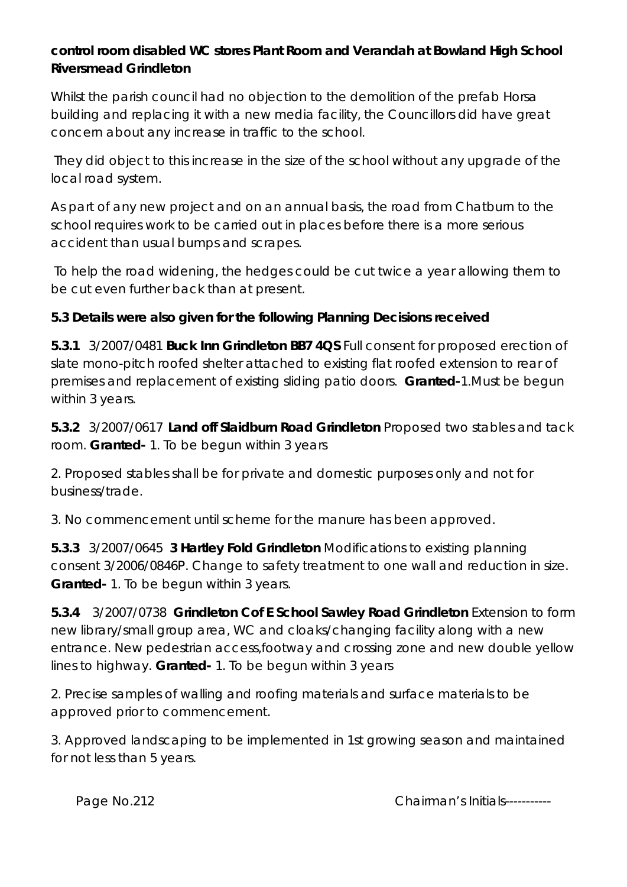**control room disabled WC stores Plant Room and Verandah at Bowland High School Riversmead Grindleton**

Whilst the parish council had no objection to the demolition of the prefab Horsa building and replacing it with a new media facility, the Councillors did have great concern about any increase in traffic to the school.

They did object to this increase in the size of the school without any upgrade of the local road system.

As part of any new project and on an annual basis, the road from Chatburn to the school requires work to be carried out in places before there is a more serious accident than usual bumps and scrapes.

To help the road widening, the hedges could be cut twice a year allowing them to be cut even further back than at present.

**5.3 Details were also given for the following Planning Decisions received**

**5.3.1** 3/2007/0481 **Buck Inn Grindleton BB7 4QS** Full consent for proposed erection of slate mono-pitch roofed shelter attached to existing flat roofed extension to rear of premises and replacement of existing sliding patio doors. **Granted-**1.Must be begun within 3 years.

**5.3.2** 3/2007/0617 **Land off Slaidburn Road Grindleton** Proposed two stables and tack room. **Granted-** 1. To be begun within 3 years

2. Proposed stables shall be for private and domestic purposes only and not for business/trade.

3. No commencement until scheme for the manure has been approved.

**5.3.3** 3/2007/0645 **3 Hartley Fold Grindleton** Modifications to existing planning consent 3/2006/0846P. Change to safety treatment to one wall and reduction in size. **Granted-** 1. To be begun within 3 years.

**5.3.4** 3/2007/0738 **Grindleton C of E School Sawley Road Grindleton** Extension to form new library/small group area, WC and cloaks/changing facility along with a new entrance. New pedestrian access,footway and crossing zone and new double yellow lines to highway. **Granted-** 1. To be begun within 3 years

2. Precise samples of walling and roofing materials and surface materials to be approved prior to commencement.

3. Approved landscaping to be implemented in 1st growing season and maintained for not less than 5 years.

Page No.212 Chairman's Initials----------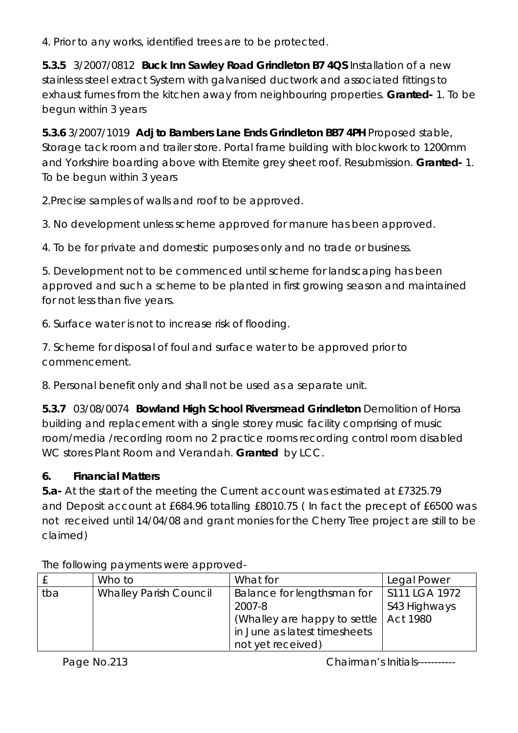4. Prior to any works, identified trees are to be protected.

**5.3.5** 3/2007/0812 **Buck Inn Sawley Road Grindleton B7 4QS** Installation of a new stainless steel extract System with galvanised ductwork and associated fittings to exhaust fumes from the kitchen away from neighbouring properties. **Granted-** 1. To be begun within 3 years

**5.3.6** 3/2007/1019 **Adj to Bambers Lane Ends Grindleton BB7 4PH** Proposed stable, Storage tack room and trailer store. Portal frame building with blockwork to 1200mm and Yorkshire boarding above with Eternite grey sheet roof. Resubmission. **Granted-** 1. To be begun within 3 years

2.Precise samples of walls and roof to be approved.

3. No development unless scheme approved for manure has been approved.

4. To be for private and domestic purposes only and no trade or business.

5. Development not to be commenced until scheme for landscaping has been approved and such a scheme to be planted in first growing season and maintained for not less than five years.

6. Surface water is not to increase risk of flooding.

7. Scheme for disposal of foul and surface water to be approved prior to commencement.

8. Personal benefit only and shall not be used as a separate unit.

**5.3.7** 03/08/0074 **Bowland High School Riversmead Grindleton** Demolition of Horsa building and replacement with a single storey music facility comprising of music room/media /recording room no 2 practice rooms recording control room disabled WC stores Plant Room and Verandah. **Granted** by LCC.

**6. Financial Matters**

**5.a-** At the start of the meeting the Current account was estimated at £7325.79 and Deposit account at £684.96 totalling £8010.75 ( In fact the precept of £6500 was not received until 14/04/08 and grant monies for the Cherry Tree project are still to be claimed)

The following payments were approved-

| £ | Who to | What for | Legal Power |
|---|---|---|---|
| tba | Whalley Parish Council | Balance for lengthsman for 2007-8 (Whalley are happy to settle in June as latest timesheets not yet received) | S111 LGA 1972 S43 Highways Act 1980 |

Chairman's Initials----------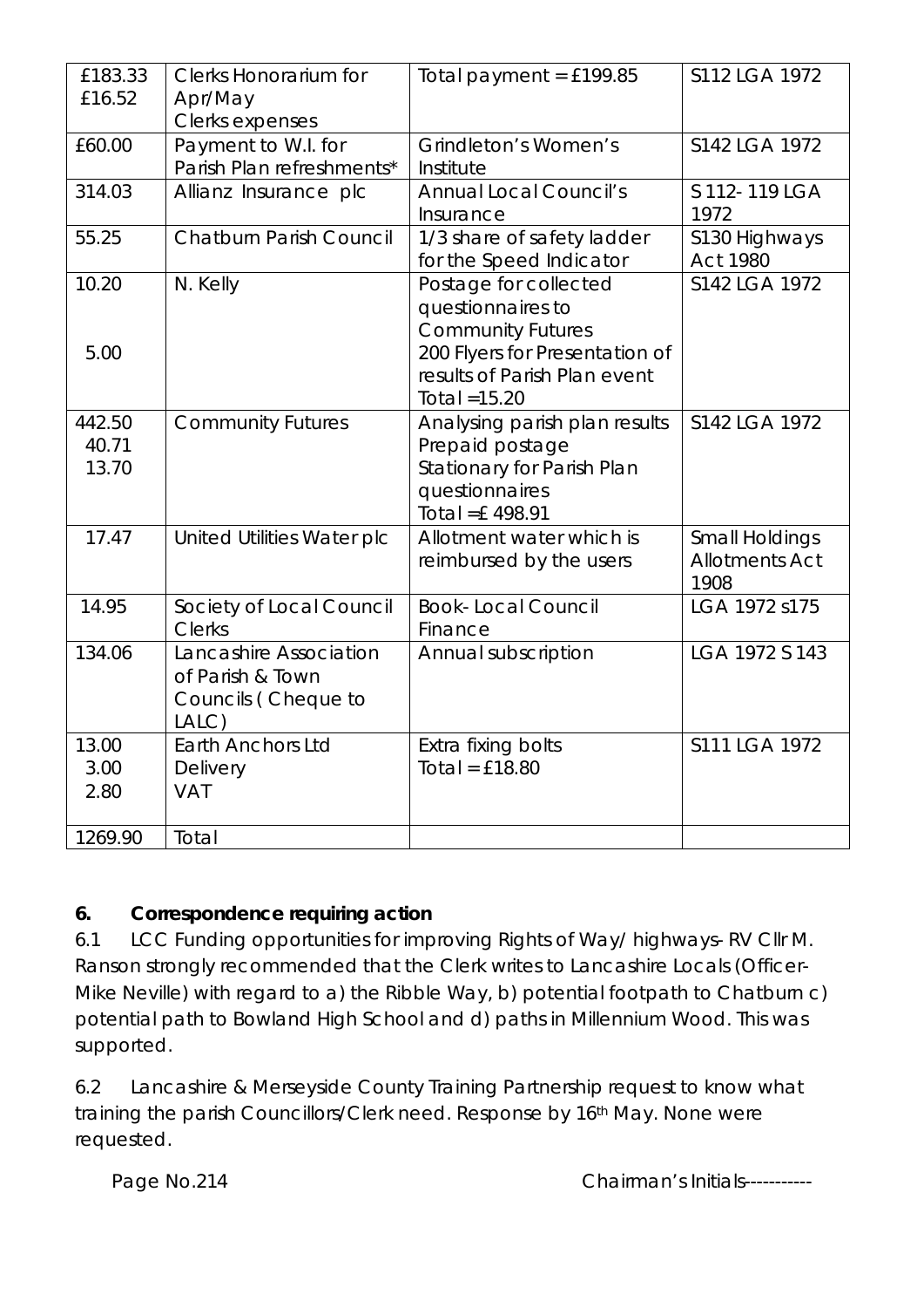| £183.33<br>£16.52 | Clerks Honorarium for Apr/May<br>Clerks expenses | Total payment = £199.85 | S112 LGA 1972 |
|---|---|---|---|
| £60.00 | Payment to W.I. for Parish Plan refreshments* | Grindleton's Women's Institute | S142 LGA 1972 |
| 314.03 | Allianz Insurance plc | Annual Local Council's Insurance | S 112- 119 LGA 1972 |
| 55.25 | Chatburn Parish Council | 1/3 share of safety ladder for the Speed Indicator | S130 Highways Act 1980 |
| 10.20<br><br>5.00 | N. Kelly | Postage for collected questionnaires to Community Futures<br>200 Flyers for Presentation of results of Parish Plan event<br>Total =15.20 | S142 LGA 1972 |
| 442.50<br>40.71<br>13.70 | Community Futures | Analysing parish plan results<br>Prepaid postage<br>Stationary for Parish Plan questionnaires<br>Total =£ 498.91 | S142 LGA 1972 |
| 17.47 | United Utilities Water plc | Allotment water which is reimbursed by the users | Small Holdings Allotments Act 1908 |
| 14.95 | Society of Local Council Clerks | Book- Local Council Finance | LGA 1972 s175 |
| 134.06 | Lancashire Association of Parish & Town Councils ( Cheque to LALC) | Annual subscription | LGA 1972 S 143 |
| 13.00<br>3.00<br>2.80 | Earth Anchors Ltd<br>Delivery<br>VAT | Extra fixing bolts<br>Total = £18.80 | S111 LGA 1972 |
| 1269.90 | Total | | |

**6. Correspondence requiring action**

6.1 LCC Funding opportunities for improving Rights of Way/ highways- RV Cllr M. Ranson strongly recommended that the Clerk writes to Lancashire Locals (Officer- Mike Neville) with regard to a) the Ribble Way, b) potential footpath to Chatburn c) potential path to Bowland High School and d) paths in Millennium Wood. This was supported.

6.2 Lancashire & Merseyside County Training Partnership request to know what training the parish Councillors/Clerk need. Response by 16th May. None were requested.

Page No.214 Chairman's Initials----------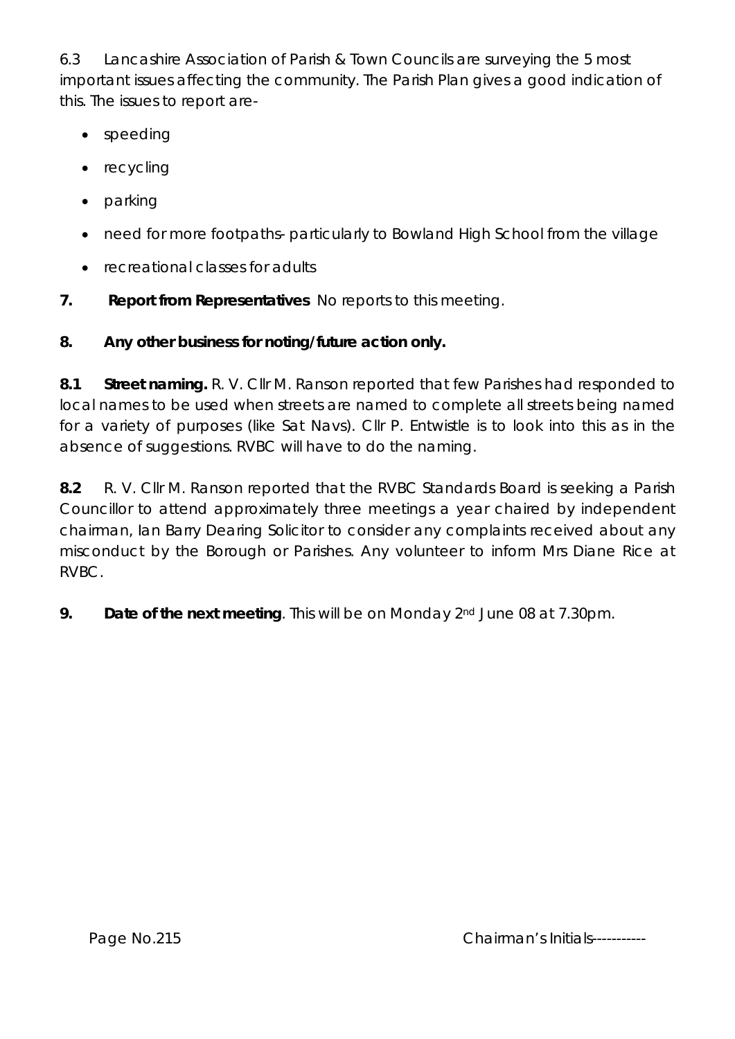6.3 Lancashire Association of Parish & Town Councils are surveying the 5 most important issues affecting the community. The Parish Plan gives a good indication of this. The issues to report are-

- speeding
- recycling
- parking
- need for more footpaths- particularly to Bowland High School from the village
- recreational classes for adults

**7. Report from Representatives** No reports to this meeting.

**8. Any other business for noting/future action only.**

**8.1 Street naming.** R. V. Cllr M. Ranson reported that few Parishes had responded to local names to be used when streets are named to complete all streets being named for a variety of purposes (like Sat Navs). Cllr P. Entwistle is to look into this as in the absence of suggestions. RVBC will have to do the naming.

**8.2** R. V. Cllr M. Ranson reported that the RVBC Standards Board is seeking a Parish Councillor to attend approximately three meetings a year chaired by independent chairman, Ian Barry Dearing Solicitor to consider any complaints received about any misconduct by the Borough or Parishes. Any volunteer to inform Mrs Diane Rice at RVBC.

**9. Date of the next meeting**. This will be on Monday 2nd June 08 at 7.30pm.

Chairman's Initials----------